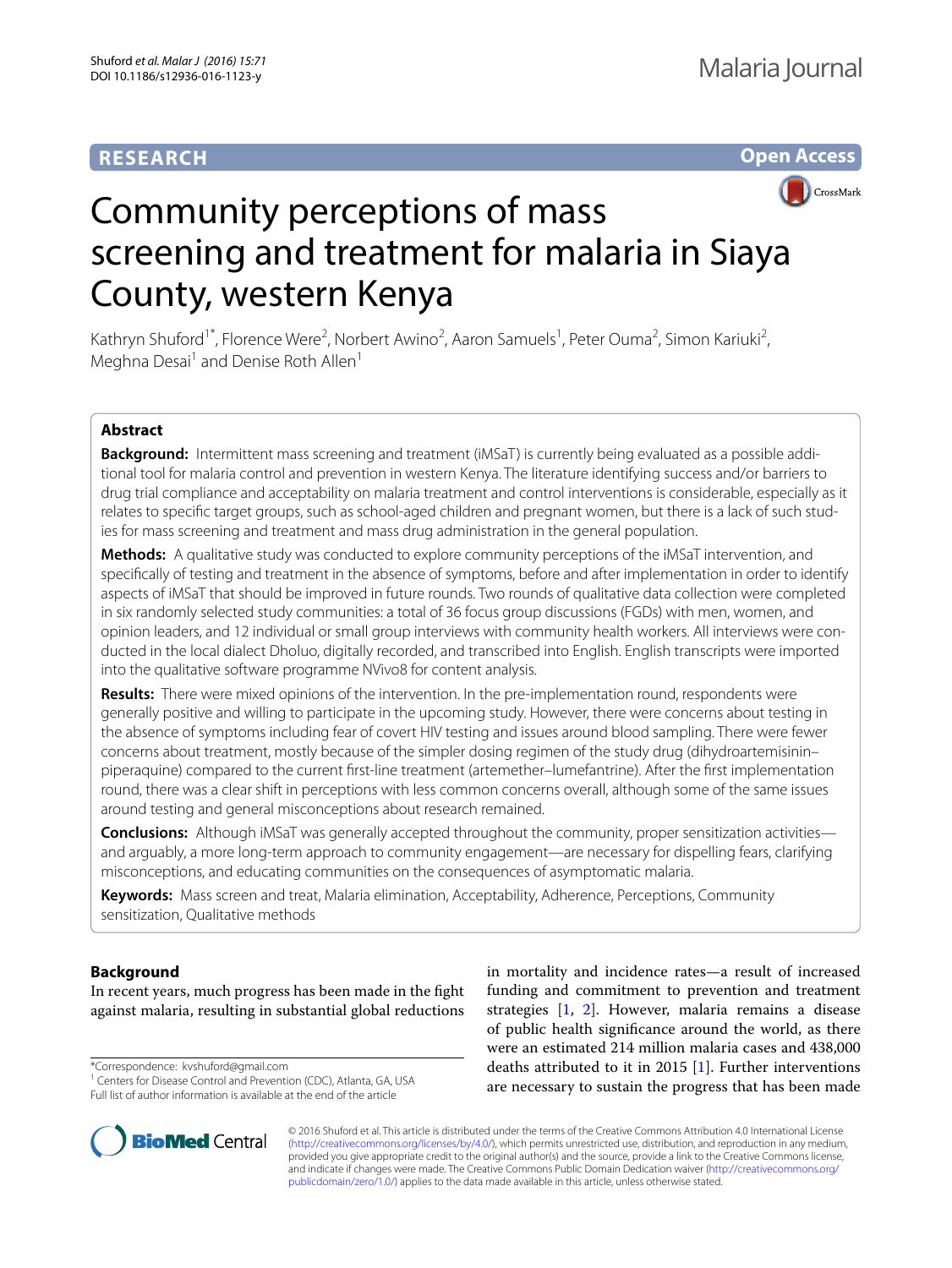**RESEARCH**

**Open Access**

# Community perceptions of mass screening and treatment for malaria in Siaya County, western Kenya

Kathryn Shuford[1*], Florence Were[2], Norbert Awino[2], Aaron Samuels[1], Peter Ouma[2], Simon Kariuki[2], Meghna Desai[1] and Denise Roth Allen[1]

## Abstract

**Background:** Intermittent mass screening and treatment (iMSaT) is currently being evaluated as a possible additional tool for malaria control and prevention in western Kenya. The literature identifying success and/or barriers to drug trial compliance and acceptability on malaria treatment and control interventions is considerable, especially as it relates to specific target groups, such as school-aged children and pregnant women, but there is a lack of such studies for mass screening and treatment and mass drug administration in the general population.

**Methods:** A qualitative study was conducted to explore community perceptions of the iMSaT intervention, and specifically of testing and treatment in the absence of symptoms, before and after implementation in order to identify aspects of iMSaT that should be improved in future rounds. Two rounds of qualitative data collection were completed in six randomly selected study communities: a total of 36 focus group discussions (FGDs) with men, women, and opinion leaders, and 12 individual or small group interviews with community health workers. All interviews were conducted in the local dialect Dholuo, digitally recorded, and transcribed into English. English transcripts were imported into the qualitative software programme NVivo8 for content analysis.

**Results:** There were mixed opinions of the intervention. In the pre-implementation round, respondents were generally positive and willing to participate in the upcoming study. However, there were concerns about testing in the absence of symptoms including fear of covert HIV testing and issues around blood sampling. There were fewer concerns about treatment, mostly because of the simpler dosing regimen of the study drug (dihydroartemisinin–piperaquine) compared to the current first-line treatment (artemether–lumefantrine). After the first implementation round, there was a clear shift in perceptions with less common concerns overall, although some of the same issues around testing and general misconceptions about research remained.

**Conclusions:** Although iMSaT was generally accepted throughout the community, proper sensitization activities—and arguably, a more long-term approach to community engagement—are necessary for dispelling fears, clarifying misconceptions, and educating communities on the consequences of asymptomatic malaria.

**Keywords:** Mass screen and treat, Malaria elimination, Acceptability, Adherence, Perceptions, Community sensitization, Qualitative methods

## Background

In recent years, much progress has been made in the fight against malaria, resulting in substantial global reductions in mortality and incidence rates—a result of increased funding and commitment to prevention and treatment strategies [1, 2]. However, malaria remains a disease of public health significance around the world, as there were an estimated 214 million malaria cases and 438,000 deaths attributed to it in 2015 [1]. Further interventions are necessary to sustain the progress that has been made

*Correspondence: kvshuford@gmail.com
[1] Centers for Disease Control and Prevention (CDC), Atlanta, GA, USA
Full list of author information is available at the end of the article

© 2016 Shuford et al. This article is distributed under the terms of the Creative Commons Attribution 4.0 International License (http://creativecommons.org/licenses/by/4.0/), which permits unrestricted use, distribution, and reproduction in any medium, provided you give appropriate credit to the original author(s) and the source, provide a link to the Creative Commons license, and indicate if changes were made. The Creative Commons Public Domain Dedication waiver (http://creativecommons.org/publicdomain/zero/1.0/) applies to the data made available in this article, unless otherwise stated.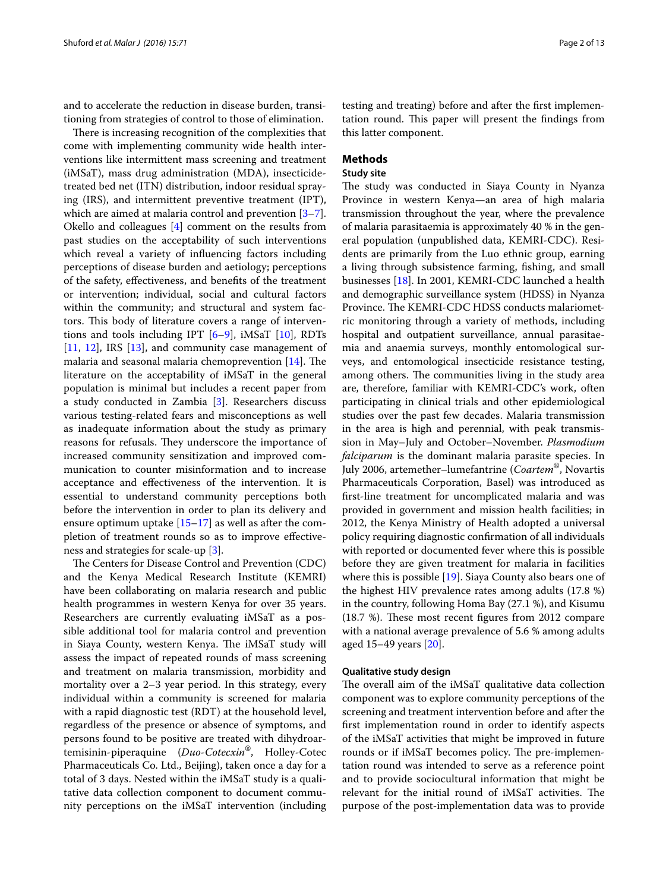and to accelerate the reduction in disease burden, transitioning from strategies of control to those of elimination.

There is increasing recognition of the complexities that come with implementing community wide health interventions like intermittent mass screening and treatment (iMSaT), mass drug administration (MDA), insecticide-treated bed net (ITN) distribution, indoor residual spraying (IRS), and intermittent preventive treatment (IPT), which are aimed at malaria control and prevention [3–7]. Okello and colleagues [4] comment on the results from past studies on the acceptability of such interventions which reveal a variety of influencing factors including perceptions of disease burden and aetiology; perceptions of the safety, effectiveness, and benefits of the treatment or intervention; individual, social and cultural factors within the community; and structural and system factors. This body of literature covers a range of interventions and tools including IPT [6–9], iMSaT [10], RDTs [11, 12], IRS [13], and community case management of malaria and seasonal malaria chemoprevention [14]. The literature on the acceptability of iMSaT in the general population is minimal but includes a recent paper from a study conducted in Zambia [3]. Researchers discuss various testing-related fears and misconceptions as well as inadequate information about the study as primary reasons for refusals. They underscore the importance of increased community sensitization and improved communication to counter misinformation and to increase acceptance and effectiveness of the intervention. It is essential to understand community perceptions both before the intervention in order to plan its delivery and ensure optimum uptake [15–17] as well as after the completion of treatment rounds so as to improve effectiveness and strategies for scale-up [3].

The Centers for Disease Control and Prevention (CDC) and the Kenya Medical Research Institute (KEMRI) have been collaborating on malaria research and public health programmes in western Kenya for over 35 years. Researchers are currently evaluating iMSaT as a possible additional tool for malaria control and prevention in Siaya County, western Kenya. The iMSaT study will assess the impact of repeated rounds of mass screening and treatment on malaria transmission, morbidity and mortality over a 2–3 year period. In this strategy, every individual within a community is screened for malaria with a rapid diagnostic test (RDT) at the household level, regardless of the presence or absence of symptoms, and persons found to be positive are treated with dihydroartemisinin-piperaquine (*Duo-Cotecxin*®, Holley-Cotec Pharmaceuticals Co. Ltd., Beijing), taken once a day for a total of 3 days. Nested within the iMSaT study is a qualitative data collection component to document community perceptions on the iMSaT intervention (including testing and treating) before and after the first implementation round. This paper will present the findings from this latter component.

## Methods

### Study site

The study was conducted in Siaya County in Nyanza Province in western Kenya—an area of high malaria transmission throughout the year, where the prevalence of malaria parasitaemia is approximately 40 % in the general population (unpublished data, KEMRI-CDC). Residents are primarily from the Luo ethnic group, earning a living through subsistence farming, fishing, and small businesses [18]. In 2001, KEMRI-CDC launched a health and demographic surveillance system (HDSS) in Nyanza Province. The KEMRI-CDC HDSS conducts malariometric monitoring through a variety of methods, including hospital and outpatient surveillance, annual parasitaemia and anaemia surveys, monthly entomological surveys, and entomological insecticide resistance testing, among others. The communities living in the study area are, therefore, familiar with KEMRI-CDC's work, often participating in clinical trials and other epidemiological studies over the past few decades. Malaria transmission in the area is high and perennial, with peak transmission in May–July and October–November. *Plasmodium falciparum* is the dominant malaria parasite species. In July 2006, artemether–lumefantrine (*Coartem*®, Novartis Pharmaceuticals Corporation, Basel) was introduced as first-line treatment for uncomplicated malaria and was provided in government and mission health facilities; in 2012, the Kenya Ministry of Health adopted a universal policy requiring diagnostic confirmation of all individuals with reported or documented fever where this is possible before they are given treatment for malaria in facilities where this is possible [19]. Siaya County also bears one of the highest HIV prevalence rates among adults (17.8 %) in the country, following Homa Bay (27.1 %), and Kisumu (18.7 %). These most recent figures from 2012 compare with a national average prevalence of 5.6 % among adults aged 15–49 years [20].

### Qualitative study design

The overall aim of the iMSaT qualitative data collection component was to explore community perceptions of the screening and treatment intervention before and after the first implementation round in order to identify aspects of the iMSaT activities that might be improved in future rounds or if iMSaT becomes policy. The pre-implementation round was intended to serve as a reference point and to provide sociocultural information that might be relevant for the initial round of iMSaT activities. The purpose of the post-implementation data was to provide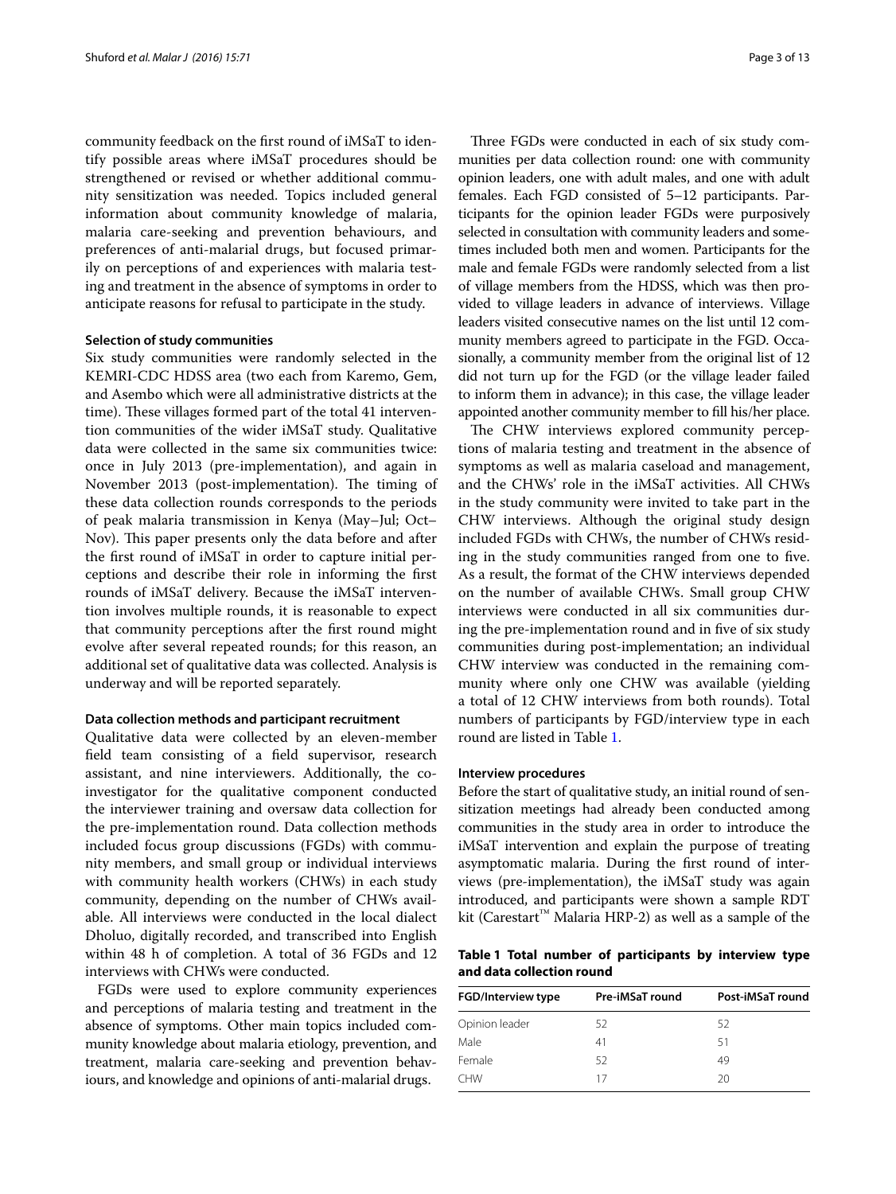community feedback on the first round of iMSaT to identify possible areas where iMSaT procedures should be strengthened or revised or whether additional community sensitization was needed. Topics included general information about community knowledge of malaria, malaria care-seeking and prevention behaviours, and preferences of anti-malarial drugs, but focused primarily on perceptions of and experiences with malaria testing and treatment in the absence of symptoms in order to anticipate reasons for refusal to participate in the study.

#### Selection of study communities

Six study communities were randomly selected in the KEMRI-CDC HDSS area (two each from Karemo, Gem, and Asembo which were all administrative districts at the time). These villages formed part of the total 41 intervention communities of the wider iMSaT study. Qualitative data were collected in the same six communities twice: once in July 2013 (pre-implementation), and again in November 2013 (post-implementation). The timing of these data collection rounds corresponds to the periods of peak malaria transmission in Kenya (May–Jul; Oct–Nov). This paper presents only the data before and after the first round of iMSaT in order to capture initial perceptions and describe their role in informing the first rounds of iMSaT delivery. Because the iMSaT intervention involves multiple rounds, it is reasonable to expect that community perceptions after the first round might evolve after several repeated rounds; for this reason, an additional set of qualitative data was collected. Analysis is underway and will be reported separately.

#### Data collection methods and participant recruitment

Qualitative data were collected by an eleven-member field team consisting of a field supervisor, research assistant, and nine interviewers. Additionally, the co-investigator for the qualitative component conducted the interviewer training and oversaw data collection for the pre-implementation round. Data collection methods included focus group discussions (FGDs) with community members, and small group or individual interviews with community health workers (CHWs) in each study community, depending on the number of CHWs available. All interviews were conducted in the local dialect Dholuo, digitally recorded, and transcribed into English within 48 h of completion. A total of 36 FGDs and 12 interviews with CHWs were conducted.

FGDs were used to explore community experiences and perceptions of malaria testing and treatment in the absence of symptoms. Other main topics included community knowledge about malaria etiology, prevention, and treatment, malaria care-seeking and prevention behaviours, and knowledge and opinions of anti-malarial drugs.

Three FGDs were conducted in each of six study communities per data collection round: one with community opinion leaders, one with adult males, and one with adult females. Each FGD consisted of 5–12 participants. Participants for the opinion leader FGDs were purposively selected in consultation with community leaders and sometimes included both men and women. Participants for the male and female FGDs were randomly selected from a list of village members from the HDSS, which was then provided to village leaders in advance of interviews. Village leaders visited consecutive names on the list until 12 community members agreed to participate in the FGD. Occasionally, a community member from the original list of 12 did not turn up for the FGD (or the village leader failed to inform them in advance); in this case, the village leader appointed another community member to fill his/her place.

The CHW interviews explored community perceptions of malaria testing and treatment in the absence of symptoms as well as malaria caseload and management, and the CHWs' role in the iMSaT activities. All CHWs in the study community were invited to take part in the CHW interviews. Although the original study design included FGDs with CHWs, the number of CHWs residing in the study communities ranged from one to five. As a result, the format of the CHW interviews depended on the number of available CHWs. Small group CHW interviews were conducted in all six communities during the pre-implementation round and in five of six study communities during post-implementation; an individual CHW interview was conducted in the remaining community where only one CHW was available (yielding a total of 12 CHW interviews from both rounds). Total numbers of participants by FGD/interview type in each round are listed in Table 1.

#### Interview procedures

Before the start of qualitative study, an initial round of sensitization meetings had already been conducted among communities in the study area in order to introduce the iMSaT intervention and explain the purpose of treating asymptomatic malaria. During the first round of interviews (pre-implementation), the iMSaT study was again introduced, and participants were shown a sample RDT kit (Carestart™ Malaria HRP-2) as well as a sample of the

**Table 1 Total number of participants by interview type and data collection round**

| FGD/Interview type | Pre-iMSaT round | Post-iMSaT round |
|---|---|---|
| Opinion leader | 52 | 52 |
| Male | 41 | 51 |
| Female | 52 | 49 |
| CHW | 17 | 20 |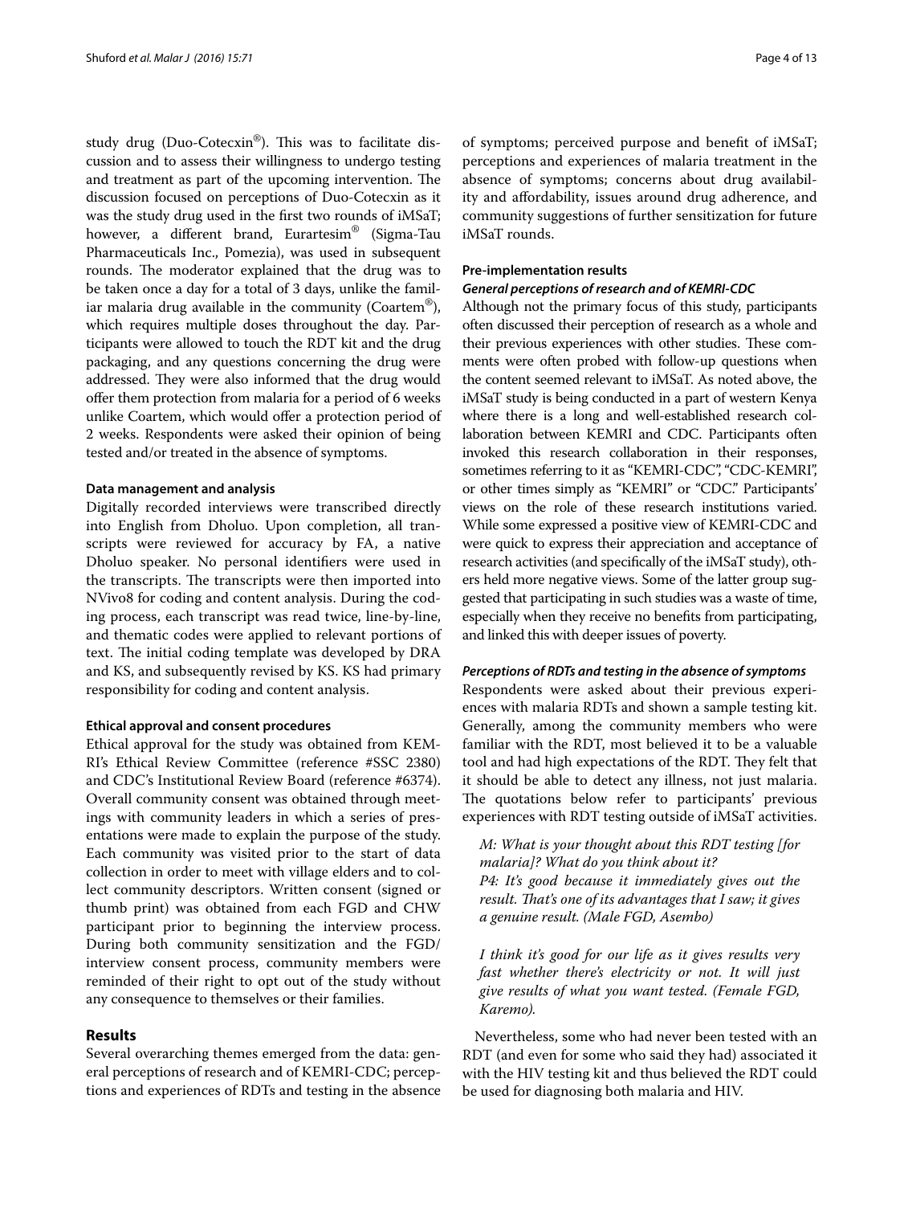study drug (Duo-Cotecxin®). This was to facilitate discussion and to assess their willingness to undergo testing and treatment as part of the upcoming intervention. The discussion focused on perceptions of Duo-Cotecxin as it was the study drug used in the first two rounds of iMSaT; however, a different brand, Eurartesim® (Sigma-Tau Pharmaceuticals Inc., Pomezia), was used in subsequent rounds. The moderator explained that the drug was to be taken once a day for a total of 3 days, unlike the familiar malaria drug available in the community (Coartem®), which requires multiple doses throughout the day. Participants were allowed to touch the RDT kit and the drug packaging, and any questions concerning the drug were addressed. They were also informed that the drug would offer them protection from malaria for a period of 6 weeks unlike Coartem, which would offer a protection period of 2 weeks. Respondents were asked their opinion of being tested and/or treated in the absence of symptoms.

#### Data management and analysis

Digitally recorded interviews were transcribed directly into English from Dholuo. Upon completion, all transcripts were reviewed for accuracy by FA, a native Dholuo speaker. No personal identifiers were used in the transcripts. The transcripts were then imported into NVivo8 for coding and content analysis. During the coding process, each transcript was read twice, line-by-line, and thematic codes were applied to relevant portions of text. The initial coding template was developed by DRA and KS, and subsequently revised by KS. KS had primary responsibility for coding and content analysis.

#### Ethical approval and consent procedures

Ethical approval for the study was obtained from KEMRI's Ethical Review Committee (reference #SSC 2380) and CDC's Institutional Review Board (reference #6374). Overall community consent was obtained through meetings with community leaders in which a series of presentations were made to explain the purpose of the study. Each community was visited prior to the start of data collection in order to meet with village elders and to collect community descriptors. Written consent (signed or thumb print) was obtained from each FGD and CHW participant prior to beginning the interview process. During both community sensitization and the FGD/interview consent process, community members were reminded of their right to opt out of the study without any consequence to themselves or their families.

## Results

Several overarching themes emerged from the data: general perceptions of research and of KEMRI-CDC; perceptions and experiences of RDTs and testing in the absence of symptoms; perceived purpose and benefit of iMSaT; perceptions and experiences of malaria treatment in the absence of symptoms; concerns about drug availability and affordability, issues around drug adherence, and community suggestions of further sensitization for future iMSaT rounds.

#### Pre-implementation results

##### *General perceptions of research and of KEMRI-CDC*

Although not the primary focus of this study, participants often discussed their perception of research as a whole and their previous experiences with other studies. These comments were often probed with follow-up questions when the content seemed relevant to iMSaT. As noted above, the iMSaT study is being conducted in a part of western Kenya where there is a long and well-established research collaboration between KEMRI and CDC. Participants often invoked this research collaboration in their responses, sometimes referring to it as "KEMRI-CDC", "CDC-KEMRI", or other times simply as "KEMRI" or "CDC." Participants' views on the role of these research institutions varied. While some expressed a positive view of KEMRI-CDC and were quick to express their appreciation and acceptance of research activities (and specifically of the iMSaT study), others held more negative views. Some of the latter group suggested that participating in such studies was a waste of time, especially when they receive no benefits from participating, and linked this with deeper issues of poverty.

##### *Perceptions of RDTs and testing in the absence of symptoms*

Respondents were asked about their previous experiences with malaria RDTs and shown a sample testing kit. Generally, among the community members who were familiar with the RDT, most believed it to be a valuable tool and had high expectations of the RDT. They felt that it should be able to detect any illness, not just malaria. The quotations below refer to participants' previous experiences with RDT testing outside of iMSaT activities.

> *M: What is your thought about this RDT testing [for malaria]? What do you think about it?*
> *P4: It's good because it immediately gives out the result. That's one of its advantages that I saw; it gives a genuine result. (Male FGD, Asembo)*

> *I think it's good for our life as it gives results very fast whether there's electricity or not. It will just give results of what you want tested. (Female FGD, Karemo).*

Nevertheless, some who had never been tested with an RDT (and even for some who said they had) associated it with the HIV testing kit and thus believed the RDT could be used for diagnosing both malaria and HIV.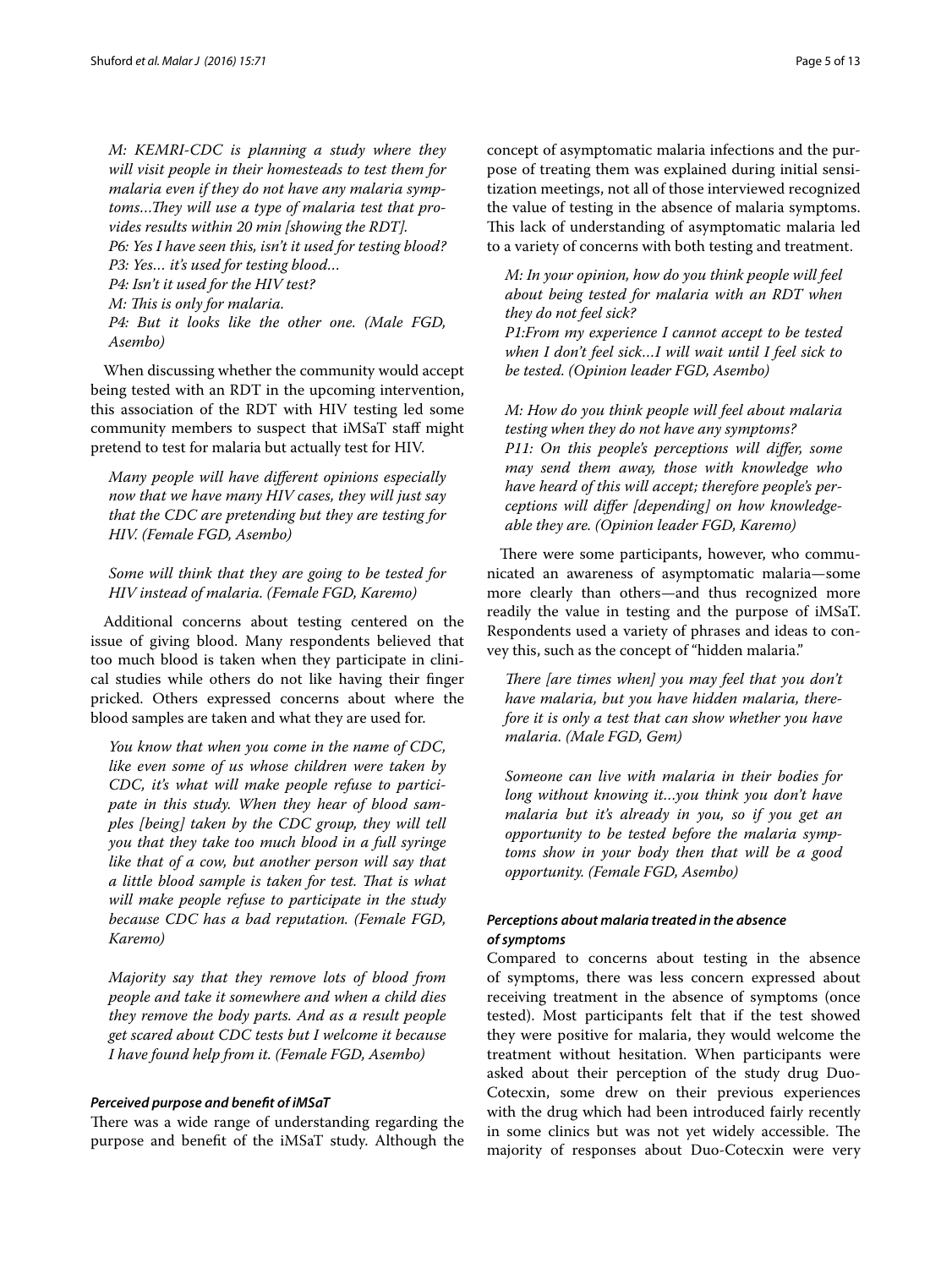*M: KEMRI-CDC is planning a study where they will visit people in their homesteads to test them for malaria even if they do not have any malaria symptoms…They will use a type of malaria test that provides results within 20 min [showing the RDT].*
*P6: Yes I have seen this, isn't it used for testing blood?*
*P3: Yes… it's used for testing blood…*
*P4: Isn't it used for the HIV test?*
*M: This is only for malaria.*
*P4: But it looks like the other one. (Male FGD, Asembo)*

When discussing whether the community would accept being tested with an RDT in the upcoming intervention, this association of the RDT with HIV testing led some community members to suspect that iMSaT staff might pretend to test for malaria but actually test for HIV.

*Many people will have different opinions especially now that we have many HIV cases, they will just say that the CDC are pretending but they are testing for HIV. (Female FGD, Asembo)*

*Some will think that they are going to be tested for HIV instead of malaria. (Female FGD, Karemo)*

Additional concerns about testing centered on the issue of giving blood. Many respondents believed that too much blood is taken when they participate in clinical studies while others do not like having their finger pricked. Others expressed concerns about where the blood samples are taken and what they are used for.

*You know that when you come in the name of CDC, like even some of us whose children were taken by CDC, it's what will make people refuse to participate in this study. When they hear of blood samples [being] taken by the CDC group, they will tell you that they take too much blood in a full syringe like that of a cow, but another person will say that a little blood sample is taken for test. That is what will make people refuse to participate in the study because CDC has a bad reputation. (Female FGD, Karemo)*

*Majority say that they remove lots of blood from people and take it somewhere and when a child dies they remove the body parts. And as a result people get scared about CDC tests but I welcome it because I have found help from it. (Female FGD, Asembo)*

#### Perceived purpose and benefit of iMSaT

There was a wide range of understanding regarding the purpose and benefit of the iMSaT study. Although the concept of asymptomatic malaria infections and the purpose of treating them was explained during initial sensitization meetings, not all of those interviewed recognized the value of testing in the absence of malaria symptoms. This lack of understanding of asymptomatic malaria led to a variety of concerns with both testing and treatment.

*M: In your opinion, how do you think people will feel about being tested for malaria with an RDT when they do not feel sick?*
*P1:From my experience I cannot accept to be tested when I don't feel sick…I will wait until I feel sick to be tested. (Opinion leader FGD, Asembo)*

*M: How do you think people will feel about malaria testing when they do not have any symptoms?*
*P11: On this people's perceptions will differ, some may send them away, those with knowledge who have heard of this will accept; therefore people's perceptions will differ [depending] on how knowledgeable they are. (Opinion leader FGD, Karemo)*

There were some participants, however, who communicated an awareness of asymptomatic malaria—some more clearly than others—and thus recognized more readily the value in testing and the purpose of iMSaT. Respondents used a variety of phrases and ideas to convey this, such as the concept of "hidden malaria."

*There [are times when] you may feel that you don't have malaria, but you have hidden malaria, therefore it is only a test that can show whether you have malaria. (Male FGD, Gem)*

*Someone can live with malaria in their bodies for long without knowing it…you think you don't have malaria but it's already in you, so if you get an opportunity to be tested before the malaria symptoms show in your body then that will be a good opportunity. (Female FGD, Asembo)*

#### Perceptions about malaria treated in the absence of symptoms

Compared to concerns about testing in the absence of symptoms, there was less concern expressed about receiving treatment in the absence of symptoms (once tested). Most participants felt that if the test showed they were positive for malaria, they would welcome the treatment without hesitation. When participants were asked about their perception of the study drug Duo-Cotecxin, some drew on their previous experiences with the drug which had been introduced fairly recently in some clinics but was not yet widely accessible. The majority of responses about Duo-Cotecxin were very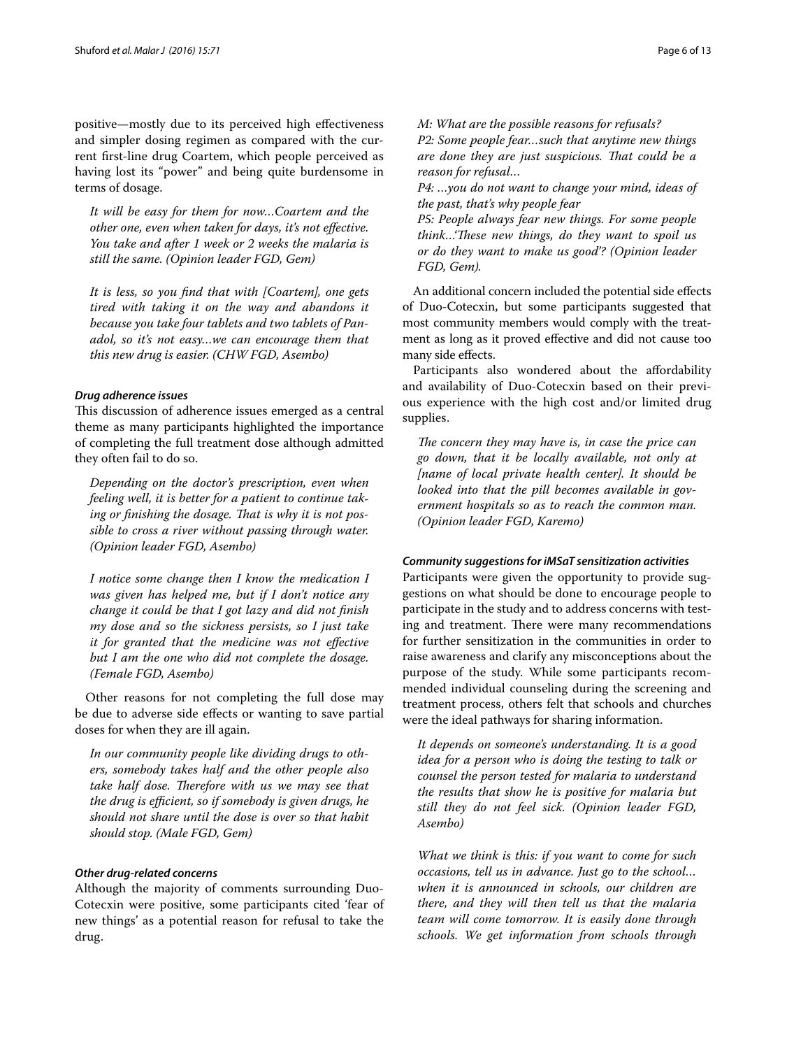positive—mostly due to its perceived high effectiveness and simpler dosing regimen as compared with the current first-line drug Coartem, which people perceived as having lost its "power" and being quite burdensome in terms of dosage.

> *It will be easy for them for now…Coartem and the other one, even when taken for days, it's not effective. You take and after 1 week or 2 weeks the malaria is still the same. (Opinion leader FGD, Gem)*

> *It is less, so you find that with [Coartem], one gets tired with taking it on the way and abandons it because you take four tablets and two tablets of Panadol, so it's not easy…we can encourage them that this new drug is easier. (CHW FGD, Asembo)*

#### Drug adherence issues

This discussion of adherence issues emerged as a central theme as many participants highlighted the importance of completing the full treatment dose although admitted they often fail to do so.

> *Depending on the doctor's prescription, even when feeling well, it is better for a patient to continue taking or finishing the dosage. That is why it is not possible to cross a river without passing through water. (Opinion leader FGD, Asembo)*

> *I notice some change then I know the medication I was given has helped me, but if I don't notice any change it could be that I got lazy and did not finish my dose and so the sickness persists, so I just take it for granted that the medicine was not effective but I am the one who did not complete the dosage. (Female FGD, Asembo)*

Other reasons for not completing the full dose may be due to adverse side effects or wanting to save partial doses for when they are ill again.

> *In our community people like dividing drugs to others, somebody takes half and the other people also take half dose. Therefore with us we may see that the drug is efficient, so if somebody is given drugs, he should not share until the dose is over so that habit should stop. (Male FGD, Gem)*

#### Other drug-related concerns

Although the majority of comments surrounding Duo-Cotecxin were positive, some participants cited 'fear of new things' as a potential reason for refusal to take the drug.

> *M: What are the possible reasons for refusals?*
> *P2: Some people fear…such that anytime new things are done they are just suspicious. That could be a reason for refusal…*
> *P4: …you do not want to change your mind, ideas of the past, that's why people fear*
> *P5: People always fear new things. For some people think…'These new things, do they want to spoil us or do they want to make us good'? (Opinion leader FGD, Gem).*

An additional concern included the potential side effects of Duo-Cotecxin, but some participants suggested that most community members would comply with the treatment as long as it proved effective and did not cause too many side effects.

Participants also wondered about the affordability and availability of Duo-Cotecxin based on their previous experience with the high cost and/or limited drug supplies.

> *The concern they may have is, in case the price can go down, that it be locally available, not only at [name of local private health center]. It should be looked into that the pill becomes available in government hospitals so as to reach the common man. (Opinion leader FGD, Karemo)*

#### Community suggestions for iMSaT sensitization activities

Participants were given the opportunity to provide suggestions on what should be done to encourage people to participate in the study and to address concerns with testing and treatment. There were many recommendations for further sensitization in the communities in order to raise awareness and clarify any misconceptions about the purpose of the study. While some participants recommended individual counseling during the screening and treatment process, others felt that schools and churches were the ideal pathways for sharing information.

> *It depends on someone's understanding. It is a good idea for a person who is doing the testing to talk or counsel the person tested for malaria to understand the results that show he is positive for malaria but still they do not feel sick. (Opinion leader FGD, Asembo)*

> *What we think is this: if you want to come for such occasions, tell us in advance. Just go to the school… when it is announced in schools, our children are there, and they will then tell us that the malaria team will come tomorrow. It is easily done through schools. We get information from schools through*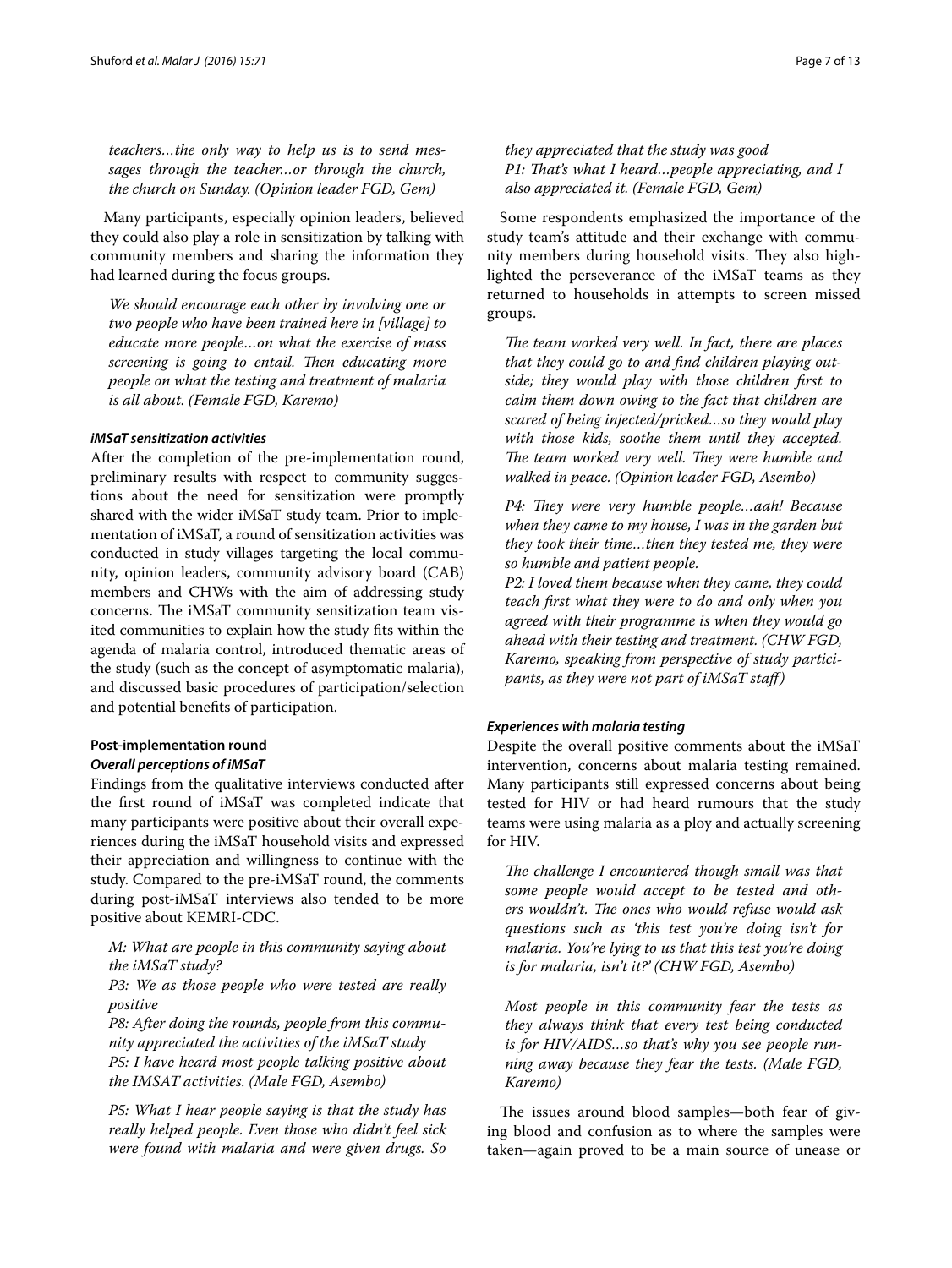*teachers…the only way to help us is to send messages through the teacher…or through the church, the church on Sunday. (Opinion leader FGD, Gem)*

Many participants, especially opinion leaders, believed they could also play a role in sensitization by talking with community members and sharing the information they had learned during the focus groups.

*We should encourage each other by involving one or two people who have been trained here in [village] to educate more people…on what the exercise of mass screening is going to entail. Then educating more people on what the testing and treatment of malaria is all about. (Female FGD, Karemo)*

#### *iMSaT sensitization activities*

After the completion of the pre-implementation round, preliminary results with respect to community suggestions about the need for sensitization were promptly shared with the wider iMSaT study team. Prior to implementation of iMSaT, a round of sensitization activities was conducted in study villages targeting the local community, opinion leaders, community advisory board (CAB) members and CHWs with the aim of addressing study concerns. The iMSaT community sensitization team visited communities to explain how the study fits within the agenda of malaria control, introduced thematic areas of the study (such as the concept of asymptomatic malaria), and discussed basic procedures of participation/selection and potential benefits of participation.

### Post-implementation round

#### *Overall perceptions of iMSaT*

Findings from the qualitative interviews conducted after the first round of iMSaT was completed indicate that many participants were positive about their overall experiences during the iMSaT household visits and expressed their appreciation and willingness to continue with the study. Compared to the pre-iMSaT round, the comments during post-iMSaT interviews also tended to be more positive about KEMRI-CDC.

*M: What are people in this community saying about the iMSaT study?*
*P3: We as those people who were tested are really positive*
*P8: After doing the rounds, people from this community appreciated the activities of the iMSaT study*
*P5: I have heard most people talking positive about the IMSAT activities. (Male FGD, Asembo)*

*P5: What I hear people saying is that the study has really helped people. Even those who didn't feel sick were found with malaria and were given drugs. So they appreciated that the study was good*
*P1: That's what I heard…people appreciating, and I also appreciated it. (Female FGD, Gem)*

Some respondents emphasized the importance of the study team's attitude and their exchange with community members during household visits. They also highlighted the perseverance of the iMSaT teams as they returned to households in attempts to screen missed groups.

*The team worked very well. In fact, there are places that they could go to and find children playing outside; they would play with those children first to calm them down owing to the fact that children are scared of being injected/pricked…so they would play with those kids, soothe them until they accepted. The team worked very well. They were humble and walked in peace. (Opinion leader FGD, Asembo)*

*P4: They were very humble people…aah! Because when they came to my house, I was in the garden but they took their time…then they tested me, they were so humble and patient people.*
*P2: I loved them because when they came, they could teach first what they were to do and only when you agreed with their programme is when they would go ahead with their testing and treatment. (CHW FGD, Karemo, speaking from perspective of study participants, as they were not part of iMSaT staff)*

#### *Experiences with malaria testing*

Despite the overall positive comments about the iMSaT intervention, concerns about malaria testing remained. Many participants still expressed concerns about being tested for HIV or had heard rumours that the study teams were using malaria as a ploy and actually screening for HIV.

*The challenge I encountered though small was that some people would accept to be tested and others wouldn't. The ones who would refuse would ask questions such as 'this test you're doing isn't for malaria. You're lying to us that this test you're doing is for malaria, isn't it?' (CHW FGD, Asembo)*

*Most people in this community fear the tests as they always think that every test being conducted is for HIV/AIDS…so that's why you see people running away because they fear the tests. (Male FGD, Karemo)*

The issues around blood samples—both fear of giving blood and confusion as to where the samples were taken—again proved to be a main source of unease or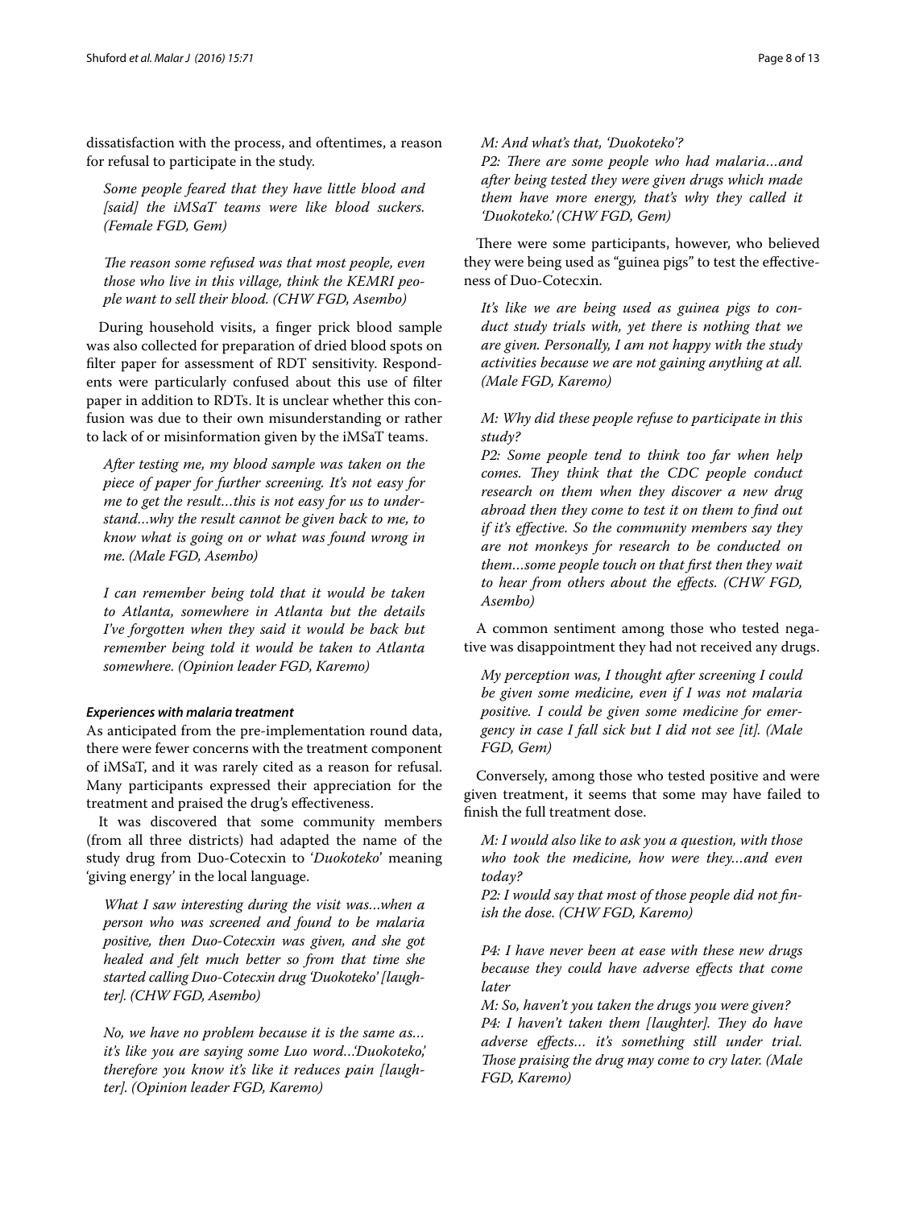dissatisfaction with the process, and oftentimes, a reason for refusal to participate in the study.

> *Some people feared that they have little blood and [said] the iMSaT teams were like blood suckers. (Female FGD, Gem)*

> *The reason some refused was that most people, even those who live in this village, think the KEMRI people want to sell their blood. (CHW FGD, Asembo)*

During household visits, a finger prick blood sample was also collected for preparation of dried blood spots on filter paper for assessment of RDT sensitivity. Respondents were particularly confused about this use of filter paper in addition to RDTs. It is unclear whether this confusion was due to their own misunderstanding or rather to lack of or misinformation given by the iMSaT teams.

> *After testing me, my blood sample was taken on the piece of paper for further screening. It's not easy for me to get the result…this is not easy for us to understand…why the result cannot be given back to me, to know what is going on or what was found wrong in me. (Male FGD, Asembo)*

> *I can remember being told that it would be taken to Atlanta, somewhere in Atlanta but the details I've forgotten when they said it would be back but remember being told it would be taken to Atlanta somewhere. (Opinion leader FGD, Karemo)*

#### Experiences with malaria treatment

As anticipated from the pre-implementation round data, there were fewer concerns with the treatment component of iMSaT, and it was rarely cited as a reason for refusal. Many participants expressed their appreciation for the treatment and praised the drug's effectiveness.

It was discovered that some community members (from all three districts) had adapted the name of the study drug from Duo-Cotecxin to '*Duokoteko*' meaning 'giving energy' in the local language.

> *What I saw interesting during the visit was…when a person who was screened and found to be malaria positive, then Duo-Cotecxin was given, and she got healed and felt much better so from that time she started calling Duo-Cotecxin drug 'Duokoteko' [laughter]. (CHW FGD, Asembo)*

> *No, we have no problem because it is the same as… it's like you are saying some Luo word…'Duokoteko,' therefore you know it's like it reduces pain [laughter]. (Opinion leader FGD, Karemo)*

> *M: And what's that, 'Duokoteko'?*
> *P2: There are some people who had malaria…and after being tested they were given drugs which made them have more energy, that's why they called it 'Duokoteko.' (CHW FGD, Gem)*

There were some participants, however, who believed they were being used as "guinea pigs" to test the effectiveness of Duo-Cotecxin.

> *It's like we are being used as guinea pigs to conduct study trials with, yet there is nothing that we are given. Personally, I am not happy with the study activities because we are not gaining anything at all. (Male FGD, Karemo)*

> *M: Why did these people refuse to participate in this study?*
> *P2: Some people tend to think too far when help comes. They think that the CDC people conduct research on them when they discover a new drug abroad then they come to test it on them to find out if it's effective. So the community members say they are not monkeys for research to be conducted on them…some people touch on that first then they wait to hear from others about the effects. (CHW FGD, Asembo)*

A common sentiment among those who tested negative was disappointment they had not received any drugs.

> *My perception was, I thought after screening I could be given some medicine, even if I was not malaria positive. I could be given some medicine for emergency in case I fall sick but I did not see [it]. (Male FGD, Gem)*

Conversely, among those who tested positive and were given treatment, it seems that some may have failed to finish the full treatment dose.

> *M: I would also like to ask you a question, with those who took the medicine, how were they…and even today?*
> *P2: I would say that most of those people did not finish the dose. (CHW FGD, Karemo)*

> *P4: I have never been at ease with these new drugs because they could have adverse effects that come later*
> *M: So, haven't you taken the drugs you were given?*
> *P4: I haven't taken them [laughter]. They do have adverse effects… it's something still under trial. Those praising the drug may come to cry later. (Male FGD, Karemo)*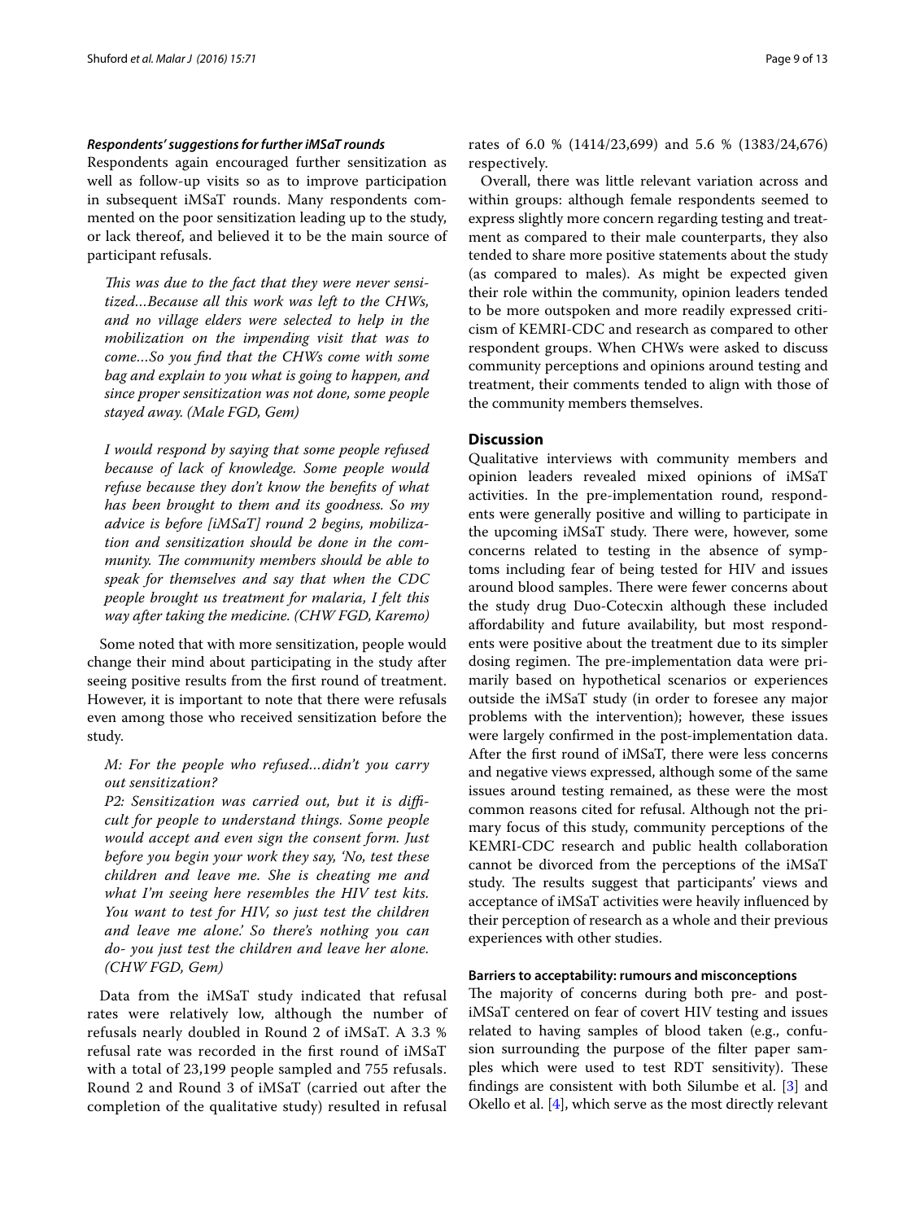#### *Respondents' suggestions for further iMSaT rounds*

Respondents again encouraged further sensitization as well as follow-up visits so as to improve participation in subsequent iMSaT rounds. Many respondents commented on the poor sensitization leading up to the study, or lack thereof, and believed it to be the main source of participant refusals.

> *This was due to the fact that they were never sensitized…Because all this work was left to the CHWs, and no village elders were selected to help in the mobilization on the impending visit that was to come…So you find that the CHWs come with some bag and explain to you what is going to happen, and since proper sensitization was not done, some people stayed away. (Male FGD, Gem)*

> *I would respond by saying that some people refused because of lack of knowledge. Some people would refuse because they don't know the benefits of what has been brought to them and its goodness. So my advice is before [iMSaT] round 2 begins, mobilization and sensitization should be done in the community. The community members should be able to speak for themselves and say that when the CDC people brought us treatment for malaria, I felt this way after taking the medicine. (CHW FGD, Karemo)*

Some noted that with more sensitization, people would change their mind about participating in the study after seeing positive results from the first round of treatment. However, it is important to note that there were refusals even among those who received sensitization before the study.

> *M: For the people who refused…didn't you carry out sensitization?*
>
> *P2: Sensitization was carried out, but it is difficult for people to understand things. Some people would accept and even sign the consent form. Just before you begin your work they say, 'No, test these children and leave me. She is cheating me and what I'm seeing here resembles the HIV test kits. You want to test for HIV, so just test the children and leave me alone.' So there's nothing you can do- you just test the children and leave her alone. (CHW FGD, Gem)*

Data from the iMSaT study indicated that refusal rates were relatively low, although the number of refusals nearly doubled in Round 2 of iMSaT. A 3.3 % refusal rate was recorded in the first round of iMSaT with a total of 23,199 people sampled and 755 refusals. Round 2 and Round 3 of iMSaT (carried out after the completion of the qualitative study) resulted in refusal rates of 6.0 % (1414/23,699) and 5.6 % (1383/24,676) respectively.

Overall, there was little relevant variation across and within groups: although female respondents seemed to express slightly more concern regarding testing and treatment as compared to their male counterparts, they also tended to share more positive statements about the study (as compared to males). As might be expected given their role within the community, opinion leaders tended to be more outspoken and more readily expressed criticism of KEMRI-CDC and research as compared to other respondent groups. When CHWs were asked to discuss community perceptions and opinions around testing and treatment, their comments tended to align with those of the community members themselves.

## Discussion

Qualitative interviews with community members and opinion leaders revealed mixed opinions of iMSaT activities. In the pre-implementation round, respondents were generally positive and willing to participate in the upcoming iMSaT study. There were, however, some concerns related to testing in the absence of symptoms including fear of being tested for HIV and issues around blood samples. There were fewer concerns about the study drug Duo-Cotecxin although these included affordability and future availability, but most respondents were positive about the treatment due to its simpler dosing regimen. The pre-implementation data were primarily based on hypothetical scenarios or experiences outside the iMSaT study (in order to foresee any major problems with the intervention); however, these issues were largely confirmed in the post-implementation data. After the first round of iMSaT, there were less concerns and negative views expressed, although some of the same issues around testing remained, as these were the most common reasons cited for refusal. Although not the primary focus of this study, community perceptions of the KEMRI-CDC research and public health collaboration cannot be divorced from the perceptions of the iMSaT study. The results suggest that participants' views and acceptance of iMSaT activities were heavily influenced by their perception of research as a whole and their previous experiences with other studies.

### Barriers to acceptability: rumours and misconceptions

The majority of concerns during both pre- and post-iMSaT centered on fear of covert HIV testing and issues related to having samples of blood taken (e.g., confusion surrounding the purpose of the filter paper samples which were used to test RDT sensitivity). These findings are consistent with both Silumbe et al. [3] and Okello et al. [4], which serve as the most directly relevant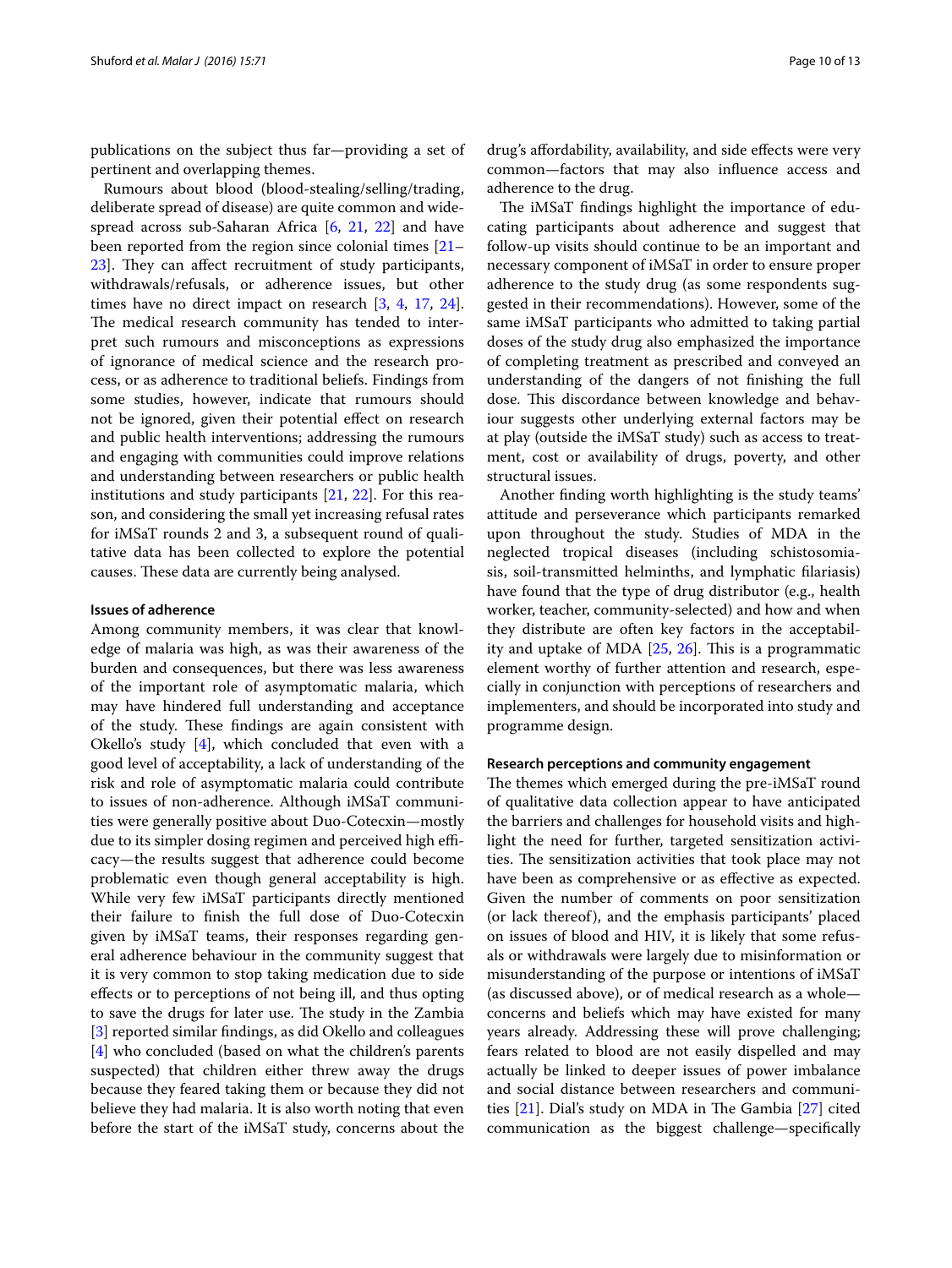publications on the subject thus far—providing a set of pertinent and overlapping themes.

Rumours about blood (blood-stealing/selling/trading, deliberate spread of disease) are quite common and widespread across sub-Saharan Africa [6, 21, 22] and have been reported from the region since colonial times [21–23]. They can affect recruitment of study participants, withdrawals/refusals, or adherence issues, but other times have no direct impact on research [3, 4, 17, 24]. The medical research community has tended to interpret such rumours and misconceptions as expressions of ignorance of medical science and the research process, or as adherence to traditional beliefs. Findings from some studies, however, indicate that rumours should not be ignored, given their potential effect on research and public health interventions; addressing the rumours and engaging with communities could improve relations and understanding between researchers or public health institutions and study participants [21, 22]. For this reason, and considering the small yet increasing refusal rates for iMSaT rounds 2 and 3, a subsequent round of qualitative data has been collected to explore the potential causes. These data are currently being analysed.

### Issues of adherence

Among community members, it was clear that knowledge of malaria was high, as was their awareness of the burden and consequences, but there was less awareness of the important role of asymptomatic malaria, which may have hindered full understanding and acceptance of the study. These findings are again consistent with Okello's study [4], which concluded that even with a good level of acceptability, a lack of understanding of the risk and role of asymptomatic malaria could contribute to issues of non-adherence. Although iMSaT communities were generally positive about Duo-Cotecxin—mostly due to its simpler dosing regimen and perceived high efficacy—the results suggest that adherence could become problematic even though general acceptability is high. While very few iMSaT participants directly mentioned their failure to finish the full dose of Duo-Cotecxin given by iMSaT teams, their responses regarding general adherence behaviour in the community suggest that it is very common to stop taking medication due to side effects or to perceptions of not being ill, and thus opting to save the drugs for later use. The study in the Zambia [3] reported similar findings, as did Okello and colleagues [4] who concluded (based on what the children's parents suspected) that children either threw away the drugs because they feared taking them or because they did not believe they had malaria. It is also worth noting that even before the start of the iMSaT study, concerns about the drug's affordability, availability, and side effects were very common—factors that may also influence access and adherence to the drug.

The iMSaT findings highlight the importance of educating participants about adherence and suggest that follow-up visits should continue to be an important and necessary component of iMSaT in order to ensure proper adherence to the study drug (as some respondents suggested in their recommendations). However, some of the same iMSaT participants who admitted to taking partial doses of the study drug also emphasized the importance of completing treatment as prescribed and conveyed an understanding of the dangers of not finishing the full dose. This discordance between knowledge and behaviour suggests other underlying external factors may be at play (outside the iMSaT study) such as access to treatment, cost or availability of drugs, poverty, and other structural issues.

Another finding worth highlighting is the study teams' attitude and perseverance which participants remarked upon throughout the study. Studies of MDA in the neglected tropical diseases (including schistosomiasis, soil-transmitted helminths, and lymphatic filariasis) have found that the type of drug distributor (e.g., health worker, teacher, community-selected) and how and when they distribute are often key factors in the acceptability and uptake of MDA [25, 26]. This is a programmatic element worthy of further attention and research, especially in conjunction with perceptions of researchers and implementers, and should be incorporated into study and programme design.

### Research perceptions and community engagement

The themes which emerged during the pre-iMSaT round of qualitative data collection appear to have anticipated the barriers and challenges for household visits and highlight the need for further, targeted sensitization activities. The sensitization activities that took place may not have been as comprehensive or as effective as expected. Given the number of comments on poor sensitization (or lack thereof), and the emphasis participants' placed on issues of blood and HIV, it is likely that some refusals or withdrawals were largely due to misinformation or misunderstanding of the purpose or intentions of iMSaT (as discussed above), or of medical research as a whole—concerns and beliefs which may have existed for many years already. Addressing these will prove challenging; fears related to blood are not easily dispelled and may actually be linked to deeper issues of power imbalance and social distance between researchers and communities [21]. Dial's study on MDA in The Gambia [27] cited communication as the biggest challenge—specifically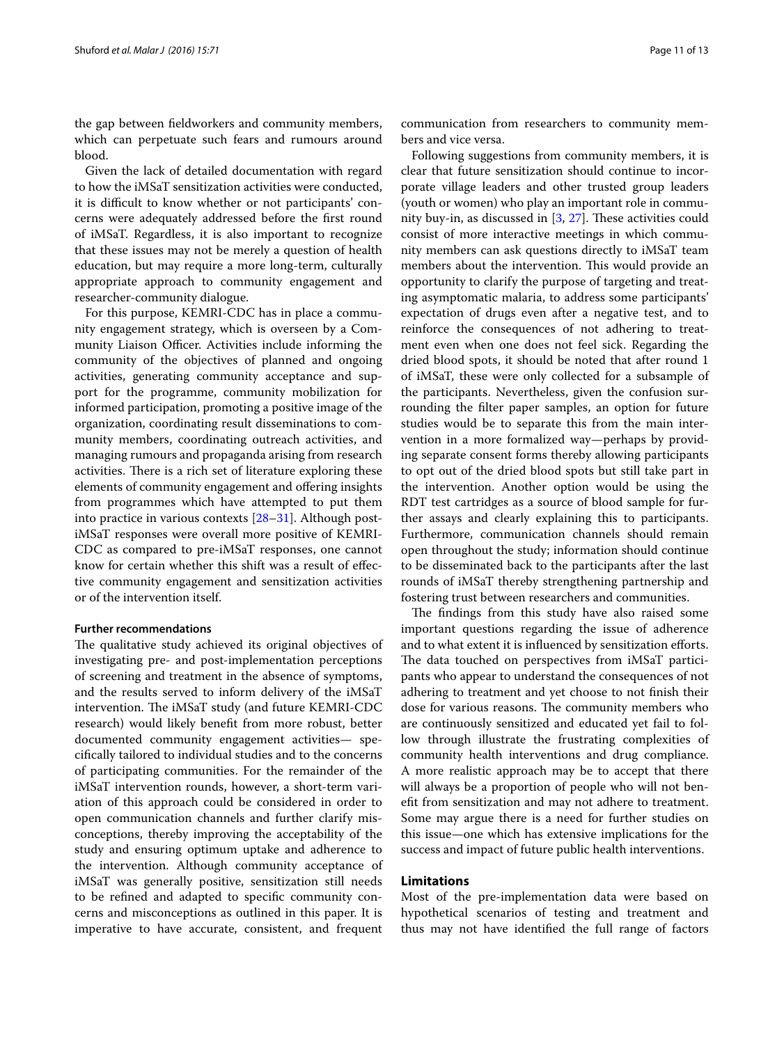the gap between fieldworkers and community members, which can perpetuate such fears and rumours around blood.

Given the lack of detailed documentation with regard to how the iMSaT sensitization activities were conducted, it is difficult to know whether or not participants' concerns were adequately addressed before the first round of iMSaT. Regardless, it is also important to recognize that these issues may not be merely a question of health education, but may require a more long-term, culturally appropriate approach to community engagement and researcher-community dialogue.

For this purpose, KEMRI-CDC has in place a community engagement strategy, which is overseen by a Community Liaison Officer. Activities include informing the community of the objectives of planned and ongoing activities, generating community acceptance and support for the programme, community mobilization for informed participation, promoting a positive image of the organization, coordinating result disseminations to community members, coordinating outreach activities, and managing rumours and propaganda arising from research activities. There is a rich set of literature exploring these elements of community engagement and offering insights from programmes which have attempted to put them into practice in various contexts [28–31]. Although post-iMSaT responses were overall more positive of KEMRI-CDC as compared to pre-iMSaT responses, one cannot know for certain whether this shift was a result of effective community engagement and sensitization activities or of the intervention itself.

### Further recommendations

The qualitative study achieved its original objectives of investigating pre- and post-implementation perceptions of screening and treatment in the absence of symptoms, and the results served to inform delivery of the iMSaT intervention. The iMSaT study (and future KEMRI-CDC research) would likely benefit from more robust, better documented community engagement activities— specifically tailored to individual studies and to the concerns of participating communities. For the remainder of the iMSaT intervention rounds, however, a short-term variation of this approach could be considered in order to open communication channels and further clarify misconceptions, thereby improving the acceptability of the study and ensuring optimum uptake and adherence to the intervention. Although community acceptance of iMSaT was generally positive, sensitization still needs to be refined and adapted to specific community concerns and misconceptions as outlined in this paper. It is imperative to have accurate, consistent, and frequent communication from researchers to community members and vice versa.

Following suggestions from community members, it is clear that future sensitization should continue to incorporate village leaders and other trusted group leaders (youth or women) who play an important role in community buy-in, as discussed in [3, 27]. These activities could consist of more interactive meetings in which community members can ask questions directly to iMSaT team members about the intervention. This would provide an opportunity to clarify the purpose of targeting and treating asymptomatic malaria, to address some participants' expectation of drugs even after a negative test, and to reinforce the consequences of not adhering to treatment even when one does not feel sick. Regarding the dried blood spots, it should be noted that after round 1 of iMSaT, these were only collected for a subsample of the participants. Nevertheless, given the confusion surrounding the filter paper samples, an option for future studies would be to separate this from the main intervention in a more formalized way—perhaps by providing separate consent forms thereby allowing participants to opt out of the dried blood spots but still take part in the intervention. Another option would be using the RDT test cartridges as a source of blood sample for further assays and clearly explaining this to participants. Furthermore, communication channels should remain open throughout the study; information should continue to be disseminated back to the participants after the last rounds of iMSaT thereby strengthening partnership and fostering trust between researchers and communities.

The findings from this study have also raised some important questions regarding the issue of adherence and to what extent it is influenced by sensitization efforts. The data touched on perspectives from iMSaT participants who appear to understand the consequences of not adhering to treatment and yet choose to not finish their dose for various reasons. The community members who are continuously sensitized and educated yet fail to follow through illustrate the frustrating complexities of community health interventions and drug compliance. A more realistic approach may be to accept that there will always be a proportion of people who will not benefit from sensitization and may not adhere to treatment. Some may argue there is a need for further studies on this issue—one which has extensive implications for the success and impact of future public health interventions.

## Limitations

Most of the pre-implementation data were based on hypothetical scenarios of testing and treatment and thus may not have identified the full range of factors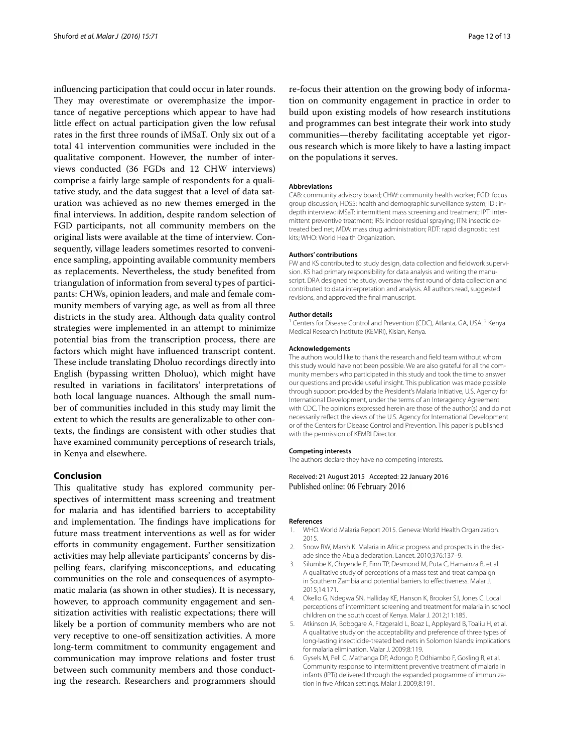influencing participation that could occur in later rounds. They may overestimate or overemphasize the importance of negative perceptions which appear to have had little effect on actual participation given the low refusal rates in the first three rounds of iMSaT. Only six out of a total 41 intervention communities were included in the qualitative component. However, the number of interviews conducted (36 FGDs and 12 CHW interviews) comprise a fairly large sample of respondents for a qualitative study, and the data suggest that a level of data saturation was achieved as no new themes emerged in the final interviews. In addition, despite random selection of FGD participants, not all community members on the original lists were available at the time of interview. Consequently, village leaders sometimes resorted to convenience sampling, appointing available community members as replacements. Nevertheless, the study benefited from triangulation of information from several types of participants: CHWs, opinion leaders, and male and female community members of varying age, as well as from all three districts in the study area. Although data quality control strategies were implemented in an attempt to minimize potential bias from the transcription process, there are factors which might have influenced transcript content. These include translating Dholuo recordings directly into English (bypassing written Dholuo), which might have resulted in variations in facilitators' interpretations of both local language nuances. Although the small number of communities included in this study may limit the extent to which the results are generalizable to other contexts, the findings are consistent with other studies that have examined community perceptions of research trials, in Kenya and elsewhere.

## Conclusion

This qualitative study has explored community perspectives of intermittent mass screening and treatment for malaria and has identified barriers to acceptability and implementation. The findings have implications for future mass treatment interventions as well as for wider efforts in community engagement. Further sensitization activities may help alleviate participants' concerns by dispelling fears, clarifying misconceptions, and educating communities on the role and consequences of asymptomatic malaria (as shown in other studies). It is necessary, however, to approach community engagement and sensitization activities with realistic expectations; there will likely be a portion of community members who are not very receptive to one-off sensitization activities. A more long-term commitment to community engagement and communication may improve relations and foster trust between such community members and those conducting the research. Researchers and programmers should re-focus their attention on the growing body of information on community engagement in practice in order to build upon existing models of how research institutions and programmes can best integrate their work into study communities—thereby facilitating acceptable yet rigorous research which is more likely to have a lasting impact on the populations it serves.

#### Abbreviations

CAB: community advisory board; CHW: community health worker; FGD: focus group discussion; HDSS: health and demographic surveillance system; IDI: in-depth interview; iMSaT: intermittent mass screening and treatment; IPT: intermittent preventive treatment; IRS: indoor residual spraying; ITN: insecticide-treated bed net; MDA: mass drug administration; RDT: rapid diagnostic test kits; WHO: World Health Organization.

#### Authors' contributions

FW and KS contributed to study design, data collection and fieldwork supervision. KS had primary responsibility for data analysis and writing the manuscript. DRA designed the study, oversaw the first round of data collection and contributed to data interpretation and analysis. All authors read, suggested revisions, and approved the final manuscript.

#### Author details

[1] Centers for Disease Control and Prevention (CDC), Atlanta, GA, USA. [2] Kenya Medical Research Institute (KEMRI), Kisian, Kenya.

#### Acknowledgements

The authors would like to thank the research and field team without whom this study would have not been possible. We are also grateful for all the community members who participated in this study and took the time to answer our questions and provide useful insight. This publication was made possible through support provided by the President's Malaria Initiative, U.S. Agency for International Development, under the terms of an Interagency Agreement with CDC. The opinions expressed herein are those of the author(s) and do not necessarily reflect the views of the U.S. Agency for International Development or of the Centers for Disease Control and Prevention. This paper is published with the permission of KEMRI Director.

#### Competing interests

The authors declare they have no competing interests.

Received: 21 August 2015 Accepted: 22 January 2016
Published online: 06 February 2016

#### References

1. WHO. World Malaria Report 2015. Geneva: World Health Organization. 2015.
2. Snow RW, Marsh K. Malaria in Africa: progress and prospects in the decade since the Abuja declaration. Lancet. 2010;376:137–9.
3. Silumbe K, Chiyende E, Finn TP, Desmond M, Puta C, Hamainza B, et al. A qualitative study of perceptions of a mass test and treat campaign in Southern Zambia and potential barriers to effectiveness. Malar J. 2015;14:171.
4. Okello G, Ndegwa SN, Halliday KE, Hanson K, Brooker SJ, Jones C. Local perceptions of intermittent screening and treatment for malaria in school children on the south coast of Kenya. Malar J. 2012;11:185.
5. Atkinson JA, Bobogare A, Fitzgerald L, Boaz L, Appleyard B, Toaliu H, et al. A qualitative study on the acceptability and preference of three types of long-lasting insecticide-treated bed nets in Solomon Islands: implications for malaria elimination. Malar J. 2009;8:119.
6. Gysels M, Pell C, Mathanga DP, Adongo P, Odhiambo F, Gosling R, et al. Community response to intermittent preventive treatment of malaria in infants (IPTi) delivered through the expanded programme of immunization in five African settings. Malar J. 2009;8:191.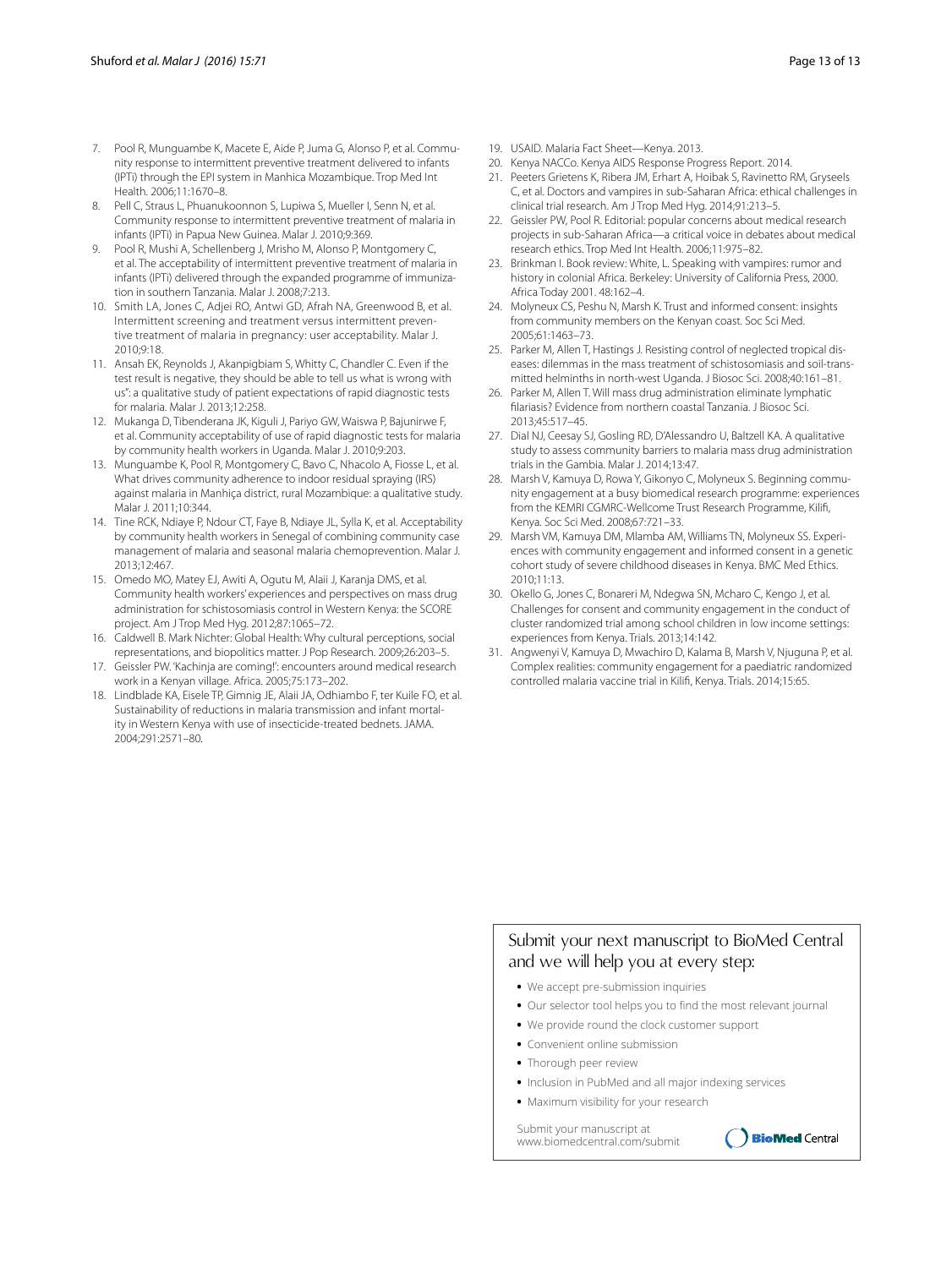7. Pool R, Munguambe K, Macete E, Aide P, Juma G, Alonso P, et al. Community response to intermittent preventive treatment delivered to infants (IPTi) through the EPI system in Manhica Mozambique. Trop Med Int Health. 2006;11:1670–8.
8. Pell C, Straus L, Phuanukoonnon S, Lupiwa S, Mueller I, Senn N, et al. Community response to intermittent preventive treatment of malaria in infants (IPTi) in Papua New Guinea. Malar J. 2010;9:369.
9. Pool R, Mushi A, Schellenberg J, Mrisho M, Alonso P, Montgomery C, et al. The acceptability of intermittent preventive treatment of malaria in infants (IPTi) delivered through the expanded programme of immunization in southern Tanzania. Malar J. 2008;7:213.
10. Smith LA, Jones C, Adjei RO, Antwi GD, Afrah NA, Greenwood B, et al. Intermittent screening and treatment versus intermittent preventive treatment of malaria in pregnancy: user acceptability. Malar J. 2010;9:18.
11. Ansah EK, Reynolds J, Akanpigbiam S, Whitty C, Chandler C. Even if the test result is negative, they should be able to tell us what is wrong with us": a qualitative study of patient expectations of rapid diagnostic tests for malaria. Malar J. 2013;12:258.
12. Mukanga D, Tibenderana JK, Kiguli J, Pariyo GW, Waiswa P, Bajunirwe F, et al. Community acceptability of use of rapid diagnostic tests for malaria by community health workers in Uganda. Malar J. 2010;9:203.
13. Munguambe K, Pool R, Montgomery C, Bavo C, Nhacolo A, Fiosse L, et al. What drives community adherence to indoor residual spraying (IRS) against malaria in Manhiça district, rural Mozambique: a qualitative study. Malar J. 2011;10:344.
14. Tine RCK, Ndiaye P, Ndour CT, Faye B, Ndiaye JL, Sylla K, et al. Acceptability by community health workers in Senegal of combining community case management of malaria and seasonal malaria chemoprevention. Malar J. 2013;12:467.
15. Omedo MO, Matey EJ, Awiti A, Ogutu M, Alaii J, Karanja DMS, et al. Community health workers' experiences and perspectives on mass drug administration for schistosomiasis control in Western Kenya: the SCORE project. Am J Trop Med Hyg. 2012;87:1065–72.
16. Caldwell B. Mark Nichter: Global Health: Why cultural perceptions, social representations, and biopolitics matter. J Pop Research. 2009;26:203–5.
17. Geissler PW. 'Kachinja are coming!': encounters around medical research work in a Kenyan village. Africa. 2005;75:173–202.
18. Lindblade KA, Eisele TP, Gimnig JE, Alaii JA, Odhiambo F, ter Kuile FO, et al. Sustainability of reductions in malaria transmission and infant mortality in Western Kenya with use of insecticide-treated bednets. JAMA. 2004;291:2571–80.
19. USAID. Malaria Fact Sheet—Kenya. 2013.
20. Kenya NACCo. Kenya AIDS Response Progress Report. 2014.
21. Peeters Grietens K, Ribera JM, Erhart A, Hoibak S, Ravinetto RM, Gryseels C, et al. Doctors and vampires in sub-Saharan Africa: ethical challenges in clinical trial research. Am J Trop Med Hyg. 2014;91:213–5.
22. Geissler PW, Pool R. Editorial: popular concerns about medical research projects in sub-Saharan Africa—a critical voice in debates about medical research ethics. Trop Med Int Health. 2006;11:975–82.
23. Brinkman I. Book review: White, L. Speaking with vampires: rumor and history in colonial Africa. Berkeley: University of California Press, 2000. Africa Today 2001. 48:162–4.
24. Molyneux CS, Peshu N, Marsh K. Trust and informed consent: insights from community members on the Kenyan coast. Soc Sci Med. 2005;61:1463–73.
25. Parker M, Allen T, Hastings J. Resisting control of neglected tropical diseases: dilemmas in the mass treatment of schistosomiasis and soil-transmitted helminths in north-west Uganda. J Biosoc Sci. 2008;40:161–81.
26. Parker M, Allen T. Will mass drug administration eliminate lymphatic filariasis? Evidence from northern coastal Tanzania. J Biosoc Sci. 2013;45:517–45.
27. Dial NJ, Ceesay SJ, Gosling RD, D'Alessandro U, Baltzell KA. A qualitative study to assess community barriers to malaria mass drug administration trials in the Gambia. Malar J. 2014;13:47.
28. Marsh V, Kamuya D, Rowa Y, Gikonyo C, Molyneux S. Beginning community engagement at a busy biomedical research programme: experiences from the KEMRI CGMRC-Wellcome Trust Research Programme, Kilifi, Kenya. Soc Sci Med. 2008;67:721–33.
29. Marsh VM, Kamuya DM, Mlamba AM, Williams TN, Molyneux SS. Experiences with community engagement and informed consent in a genetic cohort study of severe childhood diseases in Kenya. BMC Med Ethics. 2010;11:13.
30. Okello G, Jones C, Bonareri M, Ndegwa SN, Mcharo C, Kengo J, et al. Challenges for consent and community engagement in the conduct of cluster randomized trial among school children in low income settings: experiences from Kenya. Trials. 2013;14:142.
31. Angwenyi V, Kamuya D, Mwachiro D, Kalama B, Marsh V, Njuguna P, et al. Complex realities: community engagement for a paediatric randomized controlled malaria vaccine trial in Kilifi, Kenya. Trials. 2014;15:65.

Submit your next manuscript to BioMed Central and we will help you at every step:

- We accept pre-submission inquiries
- Our selector tool helps you to find the most relevant journal
- We provide round the clock customer support
- Convenient online submission
- Thorough peer review
- Inclusion in PubMed and all major indexing services
- Maximum visibility for your research

Submit your manuscript at www.biomedcentral.com/submit

BioMed Central